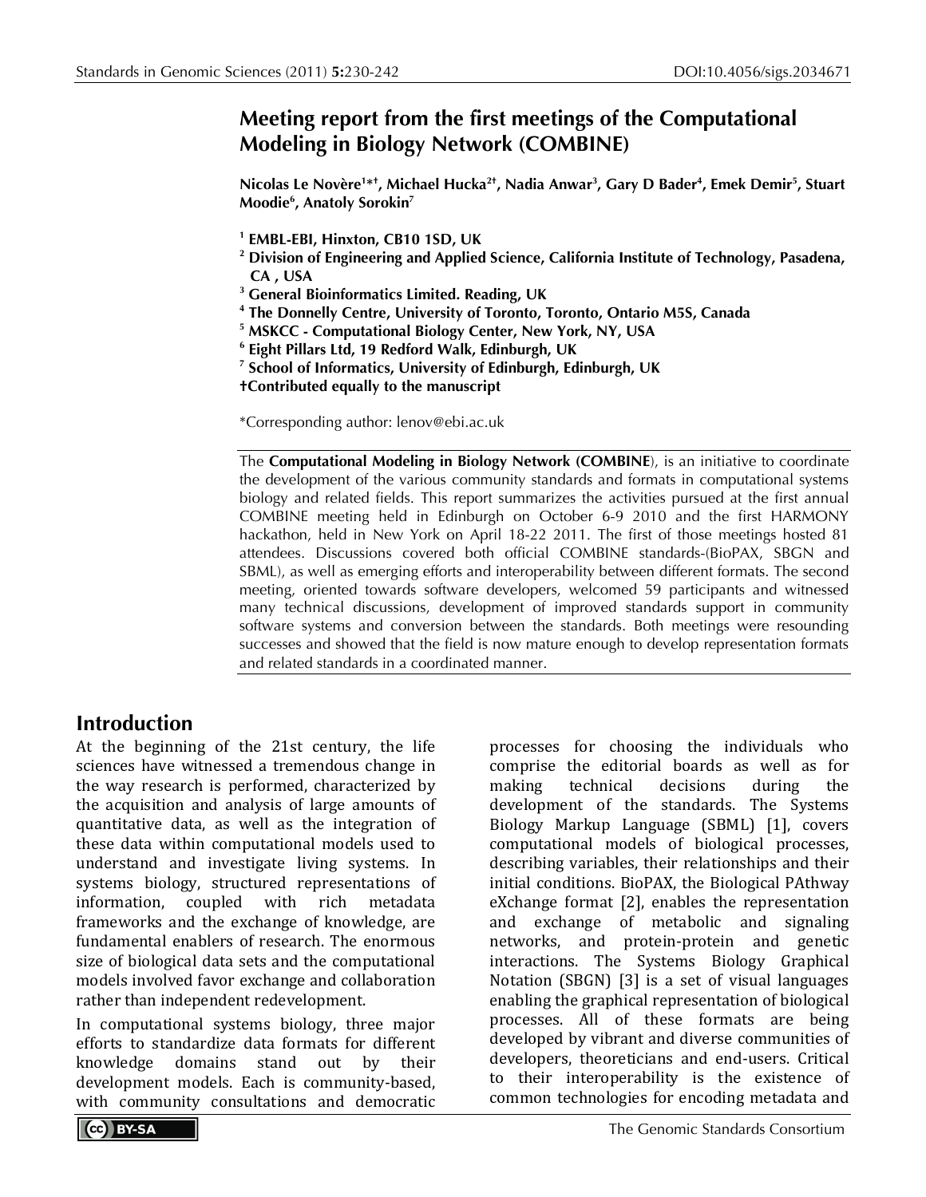# Meeting report from the first meetings of the Computational Modeling in Biology Network (COMBINE)

**Nicolas Le Novère[1*†], Michael Hucka[2†], Nadia Anwar[3], Gary D Bader[4], Emek Demir[5], Stuart Moodie[6], Anatoly Sorokin[7]**

[1] **EMBL-EBI, Hinxton, CB10 1SD, UK**
[2] **Division of Engineering and Applied Science, California Institute of Technology, Pasadena, CA , USA**
[3] **General Bioinformatics Limited. Reading, UK**
[4] **The Donnelly Centre, University of Toronto, Toronto, Ontario M5S, Canada**
[5] **MSKCC - Computational Biology Center, New York, NY, USA**
[6] **Eight Pillars Ltd, 19 Redford Walk, Edinburgh, UK**
[7] **School of Informatics, University of Edinburgh, Edinburgh, UK**
**†Contributed equally to the manuscript**

*Corresponding author: lenov@ebi.ac.uk

The **Computational Modeling in Biology Network (COMBINE**), is an initiative to coordinate the development of the various community standards and formats in computational systems biology and related fields. This report summarizes the activities pursued at the first annual COMBINE meeting held in Edinburgh on October 6-9 2010 and the first HARMONY hackathon, held in New York on April 18-22 2011. The first of those meetings hosted 81 attendees. Discussions covered both official COMBINE standards-(BioPAX, SBGN and SBML), as well as emerging efforts and interoperability between different formats. The second meeting, oriented towards software developers, welcomed 59 participants and witnessed many technical discussions, development of improved standards support in community software systems and conversion between the standards. Both meetings were resounding successes and showed that the field is now mature enough to develop representation formats and related standards in a coordinated manner.

## Introduction

At the beginning of the 21st century, the life sciences have witnessed a tremendous change in the way research is performed, characterized by the acquisition and analysis of large amounts of quantitative data, as well as the integration of these data within computational models used to understand and investigate living systems. In systems biology, structured representations of information, coupled with rich metadata frameworks and the exchange of knowledge, are fundamental enablers of research. The enormous size of biological data sets and the computational models involved favor exchange and collaboration rather than independent redevelopment.

In computational systems biology, three major efforts to standardize data formats for different knowledge domains stand out by their development models. Each is community-based, with community consultations and democratic processes for choosing the individuals who comprise the editorial boards as well as for making technical decisions during the development of the standards. The Systems Biology Markup Language (SBML) [1], covers computational models of biological processes, describing variables, their relationships and their initial conditions. BioPAX, the Biological PAthway eXchange format [2], enables the representation and exchange of metabolic and signaling networks, and protein-protein and genetic interactions. The Systems Biology Graphical Notation (SBGN) [3] is a set of visual languages enabling the graphical representation of biological processes. All of these formats are being developed by vibrant and diverse communities of developers, theoreticians and end-users. Critical to their interoperability is the existence of common technologies for encoding metadata and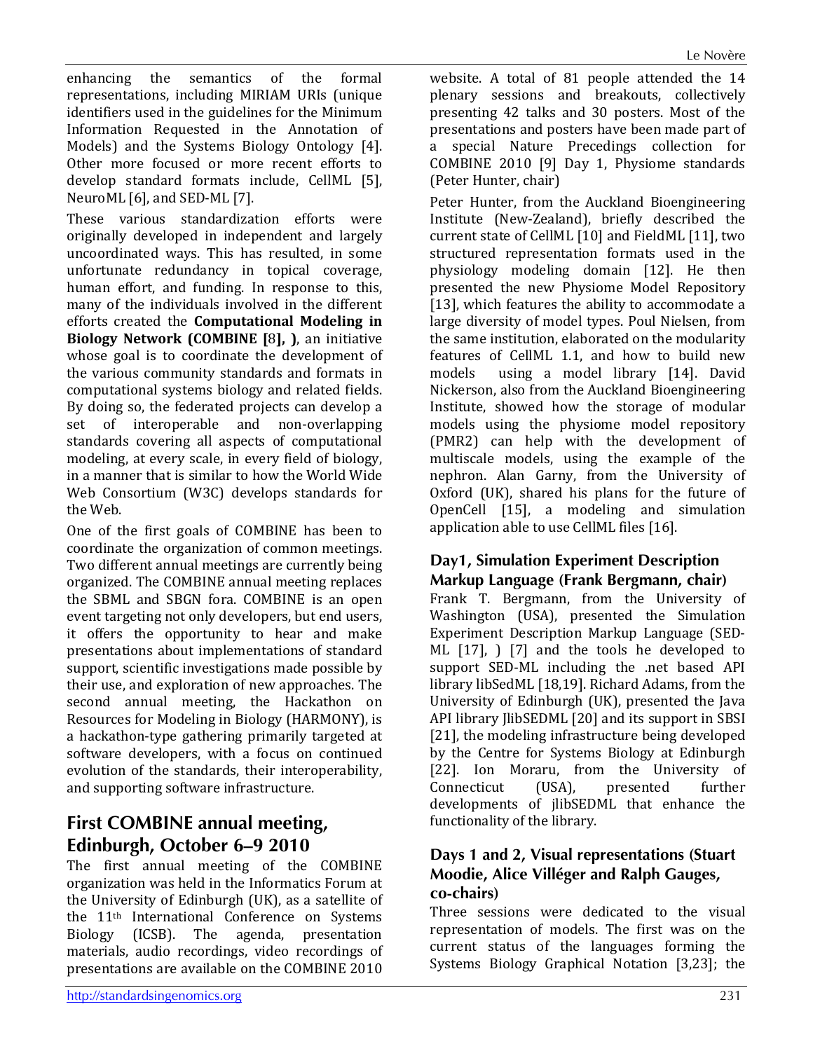enhancing the semantics of the formal representations, including MIRIAM URIs (unique identifiers used in the guidelines for the Minimum Information Requested in the Annotation of Models) and the Systems Biology Ontology [4]. Other more focused or more recent efforts to develop standard formats include, CellML [5], NeuroML [6], and SED-ML [7].

These various standardization efforts were originally developed in independent and largely uncoordinated ways. This has resulted, in some unfortunate redundancy in topical coverage, human effort, and funding. In response to this, many of the individuals involved in the different efforts created the **Computational Modeling in Biology Network (COMBINE [**8**], )**, an initiative whose goal is to coordinate the development of the various community standards and formats in computational systems biology and related fields. By doing so, the federated projects can develop a set of interoperable and non-overlapping standards covering all aspects of computational modeling, at every scale, in every field of biology, in a manner that is similar to how the World Wide Web Consortium (W3C) develops standards for the Web.

One of the first goals of COMBINE has been to coordinate the organization of common meetings. Two different annual meetings are currently being organized. The COMBINE annual meeting replaces the SBML and SBGN fora. COMBINE is an open event targeting not only developers, but end users, it offers the opportunity to hear and make presentations about implementations of standard support, scientific investigations made possible by their use, and exploration of new approaches. The second annual meeting, the Hackathon on Resources for Modeling in Biology (HARMONY), is a hackathon-type gathering primarily targeted at software developers, with a focus on continued evolution of the standards, their interoperability, and supporting software infrastructure.

## First COMBINE annual meeting, Edinburgh, October 6–9 2010

The first annual meeting of the COMBINE organization was held in the Informatics Forum at the University of Edinburgh (UK), as a satellite of the 11th International Conference on Systems Biology (ICSB). The agenda, presentation materials, audio recordings, video recordings of presentations are available on the COMBINE 2010 website. A total of 81 people attended the 14 plenary sessions and breakouts, collectively presenting 42 talks and 30 posters. Most of the presentations and posters have been made part of a special Nature Precedings collection for COMBINE 2010 [9] Day 1, Physiome standards (Peter Hunter, chair)

Peter Hunter, from the Auckland Bioengineering Institute (New-Zealand), briefly described the current state of CellML [10] and FieldML [11], two structured representation formats used in the physiology modeling domain [12]. He then presented the new Physiome Model Repository [13], which features the ability to accommodate a large diversity of model types. Poul Nielsen, from the same institution, elaborated on the modularity features of CellML 1.1, and how to build new models using a model library [14]. David Nickerson, also from the Auckland Bioengineering Institute, showed how the storage of modular models using the physiome model repository (PMR2) can help with the development of multiscale models, using the example of the nephron. Alan Garny, from the University of Oxford (UK), shared his plans for the future of OpenCell [15], a modeling and simulation application able to use CellML files [16].

### Day1, Simulation Experiment Description Markup Language (Frank Bergmann, chair)

Frank T. Bergmann, from the University of Washington (USA), presented the Simulation Experiment Description Markup Language (SED-ML [17], ) [7] and the tools he developed to support SED-ML including the .net based API library libSedML [18,19]. Richard Adams, from the University of Edinburgh (UK), presented the Java API library JlibSEDML [20] and its support in SBSI [21], the modeling infrastructure being developed by the Centre for Systems Biology at Edinburgh [22]. Ion Moraru, from the University of Connecticut (USA), presented further developments of jlibSEDML that enhance the functionality of the library.

### Days 1 and 2, Visual representations (Stuart Moodie, Alice Villéger and Ralph Gauges, co-chairs)

Three sessions were dedicated to the visual representation of models. The first was on the current status of the languages forming the Systems Biology Graphical Notation [3,23]; the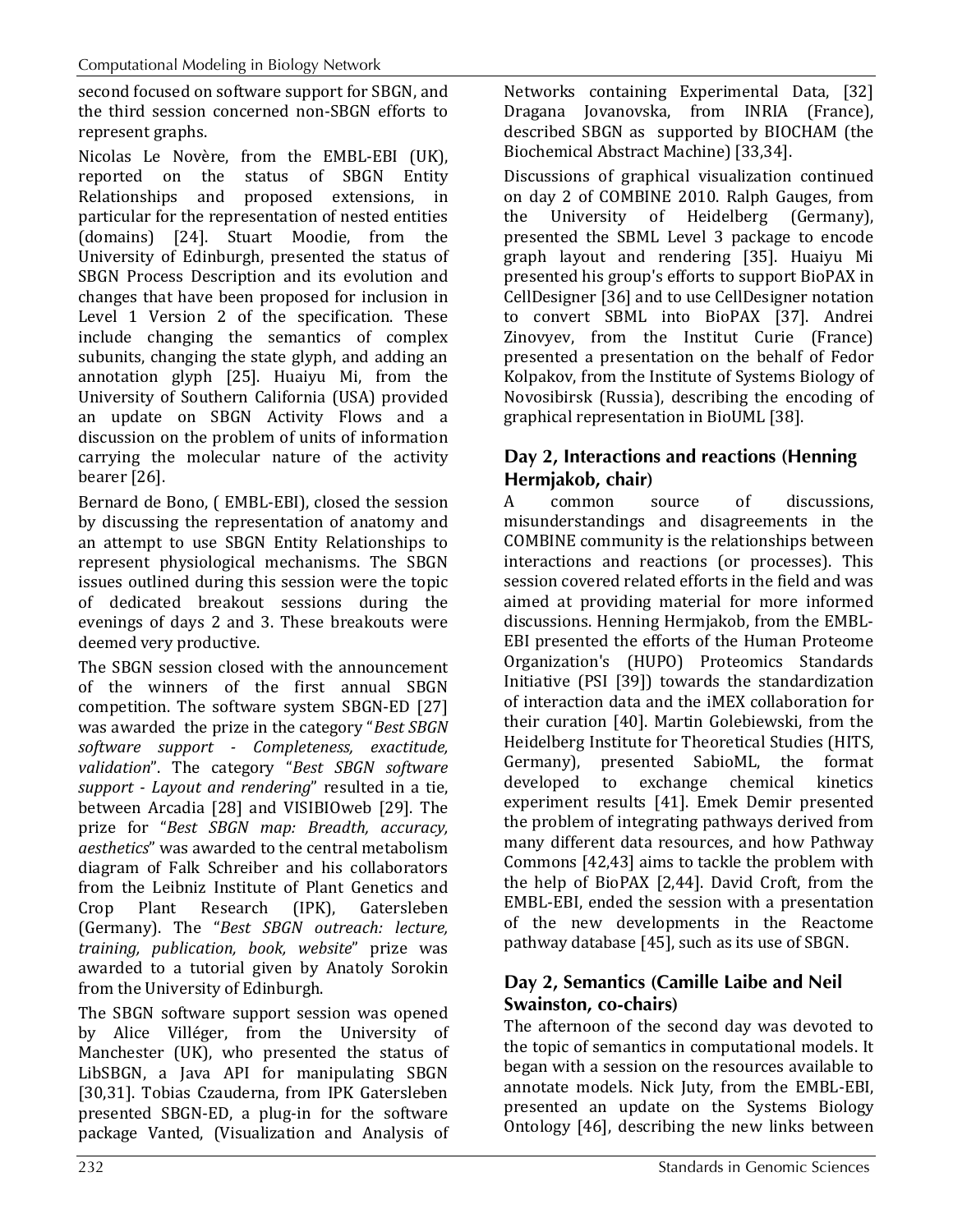second focused on software support for SBGN, and the third session concerned non-SBGN efforts to represent graphs.

Nicolas Le Novère, from the EMBL-EBI (UK), reported on the status of SBGN Entity Relationships and proposed extensions, in particular for the representation of nested entities (domains) [24]. Stuart Moodie, from the University of Edinburgh, presented the status of SBGN Process Description and its evolution and changes that have been proposed for inclusion in Level 1 Version 2 of the specification. These include changing the semantics of complex subunits, changing the state glyph, and adding an annotation glyph [25]. Huaiyu Mi, from the University of Southern California (USA) provided an update on SBGN Activity Flows and a discussion on the problem of units of information carrying the molecular nature of the activity bearer [26].

Bernard de Bono, ( EMBL-EBI), closed the session by discussing the representation of anatomy and an attempt to use SBGN Entity Relationships to represent physiological mechanisms. The SBGN issues outlined during this session were the topic of dedicated breakout sessions during the evenings of days 2 and 3. These breakouts were deemed very productive.

The SBGN session closed with the announcement of the winners of the first annual SBGN competition. The software system SBGN-ED [27] was awarded the prize in the category "*Best SBGN software support - Completeness, exactitude, validation*". The category "*Best SBGN software support - Layout and rendering*" resulted in a tie, between Arcadia [28] and VISIBIOweb [29]. The prize for "*Best SBGN map: Breadth, accuracy, aesthetics*" was awarded to the central metabolism diagram of Falk Schreiber and his collaborators from the Leibniz Institute of Plant Genetics and Crop Plant Research (IPK), Gatersleben (Germany). The "*Best SBGN outreach: lecture, training, publication, book, website*" prize was awarded to a tutorial given by Anatoly Sorokin from the University of Edinburgh.

The SBGN software support session was opened by Alice Villéger, from the University of Manchester (UK), who presented the status of LibSBGN, a Java API for manipulating SBGN [30,31]. Tobias Czauderna, from IPK Gatersleben presented SBGN-ED, a plug-in for the software package Vanted, (Visualization and Analysis of Networks containing Experimental Data, [32] Dragana Jovanovska, from INRIA (France), described SBGN as supported by BIOCHAM (the Biochemical Abstract Machine) [33,34].

Discussions of graphical visualization continued on day 2 of COMBINE 2010. Ralph Gauges, from the University of Heidelberg (Germany), presented the SBML Level 3 package to encode graph layout and rendering [35]. Huaiyu Mi presented his group's efforts to support BioPAX in CellDesigner [36] and to use CellDesigner notation to convert SBML into BioPAX [37]. Andrei Zinovyev, from the Institut Curie (France) presented a presentation on the behalf of Fedor Kolpakov, from the Institute of Systems Biology of Novosibirsk (Russia), describing the encoding of graphical representation in BioUML [38].

## Day 2, Interactions and reactions (Henning Hermjakob, chair)

A common source of discussions, misunderstandings and disagreements in the COMBINE community is the relationships between interactions and reactions (or processes). This session covered related efforts in the field and was aimed at providing material for more informed discussions. Henning Hermjakob, from the EMBL-EBI presented the efforts of the Human Proteome Organization's (HUPO) Proteomics Standards Initiative (PSI [39]) towards the standardization of interaction data and the iMEX collaboration for their curation [40]. Martin Golebiewski, from the Heidelberg Institute for Theoretical Studies (HITS, Germany), presented SabioML, the format developed to exchange chemical kinetics experiment results [41]. Emek Demir presented the problem of integrating pathways derived from many different data resources, and how Pathway Commons [42,43] aims to tackle the problem with the help of BioPAX [2,44]. David Croft, from the EMBL-EBI, ended the session with a presentation of the new developments in the Reactome pathway database [45], such as its use of SBGN.

## Day 2, Semantics (Camille Laibe and Neil Swainston, co-chairs)

The afternoon of the second day was devoted to the topic of semantics in computational models. It began with a session on the resources available to annotate models. Nick Juty, from the EMBL-EBI, presented an update on the Systems Biology Ontology [46], describing the new links between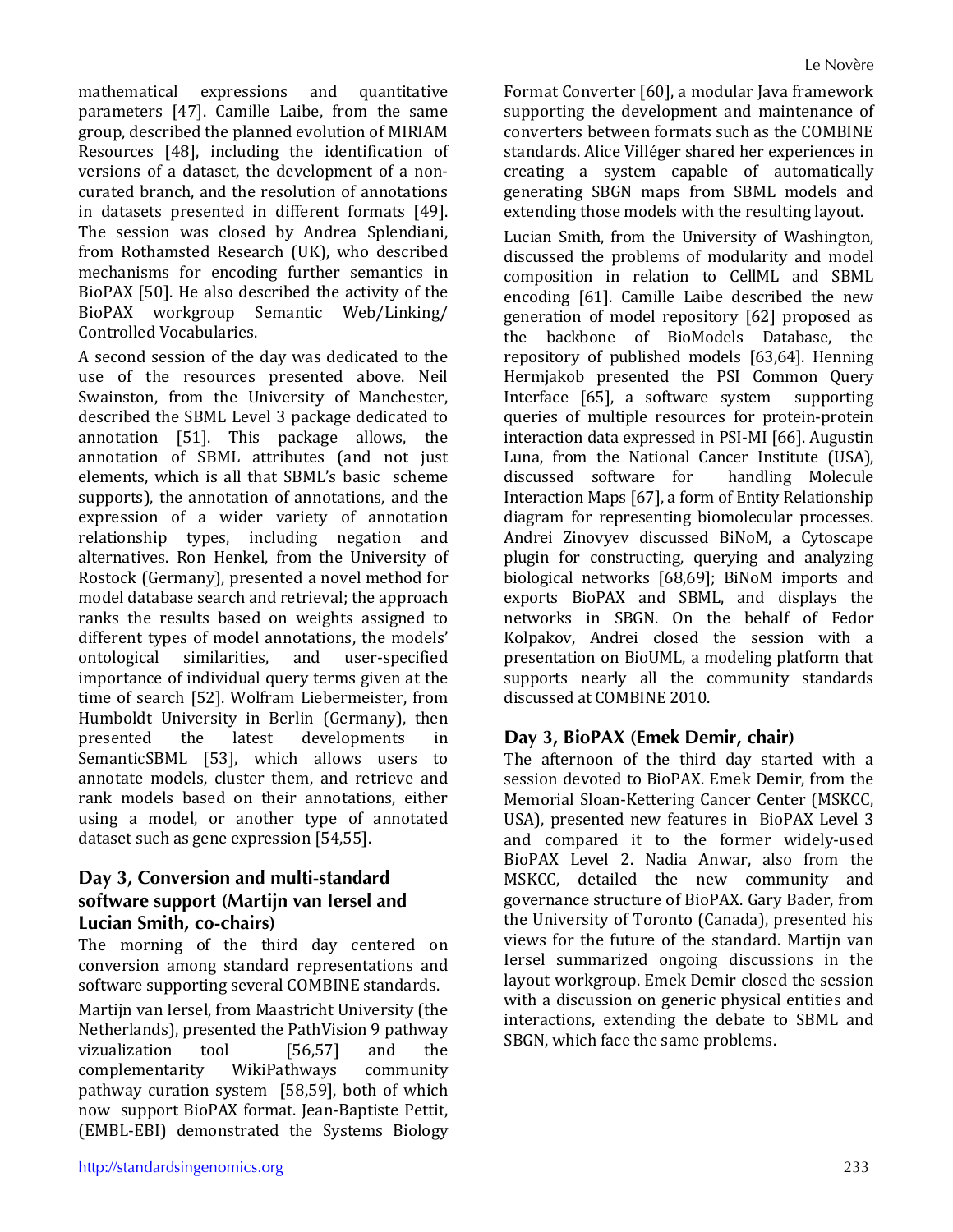mathematical expressions and quantitative parameters [47]. Camille Laibe, from the same group, described the planned evolution of MIRIAM Resources [48], including the identification of versions of a dataset, the development of a non-curated branch, and the resolution of annotations in datasets presented in different formats [49]. The session was closed by Andrea Splendiani, from Rothamsted Research (UK), who described mechanisms for encoding further semantics in BioPAX [50]. He also described the activity of the BioPAX workgroup Semantic Web/Linking/Controlled Vocabularies.

A second session of the day was dedicated to the use of the resources presented above. Neil Swainston, from the University of Manchester, described the SBML Level 3 package dedicated to annotation [51]. This package allows, the annotation of SBML attributes (and not just elements, which is all that SBML's basic scheme supports), the annotation of annotations, and the expression of a wider variety of annotation relationship types, including negation and alternatives. Ron Henkel, from the University of Rostock (Germany), presented a novel method for model database search and retrieval; the approach ranks the results based on weights assigned to different types of model annotations, the models' ontological similarities, and user-specified importance of individual query terms given at the time of search [52]. Wolfram Liebermeister, from Humboldt University in Berlin (Germany), then presented the latest developments in SemanticSBML [53], which allows users to annotate models, cluster them, and retrieve and rank models based on their annotations, either using a model, or another type of annotated dataset such as gene expression [54,55].

## Day 3, Conversion and multi-standard software support (Martijn van Iersel and Lucian Smith, co-chairs)

The morning of the third day centered on conversion among standard representations and software supporting several COMBINE standards.

Martijn van Iersel, from Maastricht University (the Netherlands), presented the PathVision 9 pathway vizualization tool [56,57] and the complementarity WikiPathways community pathway curation system [58,59], both of which now support BioPAX format. Jean-Baptiste Pettit, (EMBL-EBI) demonstrated the Systems Biology Format Converter [60], a modular Java framework supporting the development and maintenance of converters between formats such as the COMBINE standards. Alice Villéger shared her experiences in creating a system capable of automatically generating SBGN maps from SBML models and extending those models with the resulting layout.

Lucian Smith, from the University of Washington, discussed the problems of modularity and model composition in relation to CellML and SBML encoding [61]. Camille Laibe described the new generation of model repository [62] proposed as the backbone of BioModels Database, the repository of published models [63,64]. Henning Hermjakob presented the PSI Common Query Interface [65], a software system supporting queries of multiple resources for protein-protein interaction data expressed in PSI-MI [66]. Augustin Luna, from the National Cancer Institute (USA), discussed software for handling Molecule Interaction Maps [67], a form of Entity Relationship diagram for representing biomolecular processes. Andrei Zinovyev discussed BiNoM, a Cytoscape plugin for constructing, querying and analyzing biological networks [68,69]; BiNoM imports and exports BioPAX and SBML, and displays the networks in SBGN. On the behalf of Fedor Kolpakov, Andrei closed the session with a presentation on BioUML, a modeling platform that supports nearly all the community standards discussed at COMBINE 2010.

## Day 3, BioPAX (Emek Demir, chair)

The afternoon of the third day started with a session devoted to BioPAX. Emek Demir, from the Memorial Sloan-Kettering Cancer Center (MSKCC, USA), presented new features in BioPAX Level 3 and compared it to the former widely-used BioPAX Level 2. Nadia Anwar, also from the MSKCC, detailed the new community and governance structure of BioPAX. Gary Bader, from the University of Toronto (Canada), presented his views for the future of the standard. Martijn van Iersel summarized ongoing discussions in the layout workgroup. Emek Demir closed the session with a discussion on generic physical entities and interactions, extending the debate to SBML and SBGN, which face the same problems.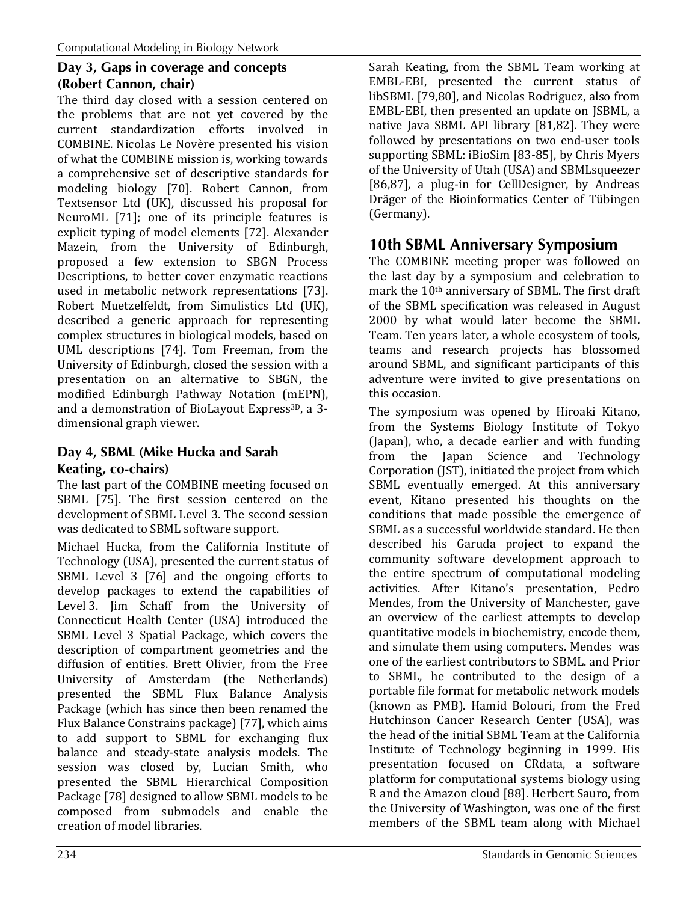### Day 3, Gaps in coverage and concepts (Robert Cannon, chair)

The third day closed with a session centered on the problems that are not yet covered by the current standardization efforts involved in COMBINE. Nicolas Le Novère presented his vision of what the COMBINE mission is, working towards a comprehensive set of descriptive standards for modeling biology [70]. Robert Cannon, from Textsensor Ltd (UK), discussed his proposal for NeuroML [71]; one of its principle features is explicit typing of model elements [72]. Alexander Mazein, from the University of Edinburgh, proposed a few extension to SBGN Process Descriptions, to better cover enzymatic reactions used in metabolic network representations [73]. Robert Muetzelfeldt, from Simulistics Ltd (UK), described a generic approach for representing complex structures in biological models, based on UML descriptions [74]. Tom Freeman, from the University of Edinburgh, closed the session with a presentation on an alternative to SBGN, the modified Edinburgh Pathway Notation (mEPN), and a demonstration of BioLayout Express3D, a 3-dimensional graph viewer.

### Day 4, SBML (Mike Hucka and Sarah Keating, co-chairs)

The last part of the COMBINE meeting focused on SBML [75]. The first session centered on the development of SBML Level 3. The second session was dedicated to SBML software support.

Michael Hucka, from the California Institute of Technology (USA), presented the current status of SBML Level 3 [76] and the ongoing efforts to develop packages to extend the capabilities of Level 3. Jim Schaff from the University of Connecticut Health Center (USA) introduced the SBML Level 3 Spatial Package, which covers the description of compartment geometries and the diffusion of entities. Brett Olivier, from the Free University of Amsterdam (the Netherlands) presented the SBML Flux Balance Analysis Package (which has since then been renamed the Flux Balance Constrains package) [77], which aims to add support to SBML for exchanging flux balance and steady-state analysis models. The session was closed by, Lucian Smith, who presented the SBML Hierarchical Composition Package [78] designed to allow SBML models to be composed from submodels and enable the creation of model libraries.

Sarah Keating, from the SBML Team working at EMBL-EBI, presented the current status of libSBML [79,80], and Nicolas Rodriguez, also from EMBL-EBI, then presented an update on JSBML, a native Java SBML API library [81,82]. They were followed by presentations on two end-user tools supporting SBML: iBioSim [83-85], by Chris Myers of the University of Utah (USA) and SBMLsqueezer [86,87], a plug-in for CellDesigner, by Andreas Dräger of the Bioinformatics Center of Tübingen (Germany).

## 10th SBML Anniversary Symposium

The COMBINE meeting proper was followed on the last day by a symposium and celebration to mark the 10th anniversary of SBML. The first draft of the SBML specification was released in August 2000 by what would later become the SBML Team. Ten years later, a whole ecosystem of tools, teams and research projects has blossomed around SBML, and significant participants of this adventure were invited to give presentations on this occasion.

The symposium was opened by Hiroaki Kitano, from the Systems Biology Institute of Tokyo (Japan), who, a decade earlier and with funding from the Japan Science and Technology Corporation (JST), initiated the project from which SBML eventually emerged. At this anniversary event, Kitano presented his thoughts on the conditions that made possible the emergence of SBML as a successful worldwide standard. He then described his Garuda project to expand the community software development approach to the entire spectrum of computational modeling activities. After Kitano's presentation, Pedro Mendes, from the University of Manchester, gave an overview of the earliest attempts to develop quantitative models in biochemistry, encode them, and simulate them using computers. Mendes was one of the earliest contributors to SBML. and Prior to SBML, he contributed to the design of a portable file format for metabolic network models (known as PMB). Hamid Bolouri, from the Fred Hutchinson Cancer Research Center (USA), was the head of the initial SBML Team at the California Institute of Technology beginning in 1999. His presentation focused on CRdata, a software platform for computational systems biology using R and the Amazon cloud [88]. Herbert Sauro, from the University of Washington, was one of the first members of the SBML team along with Michael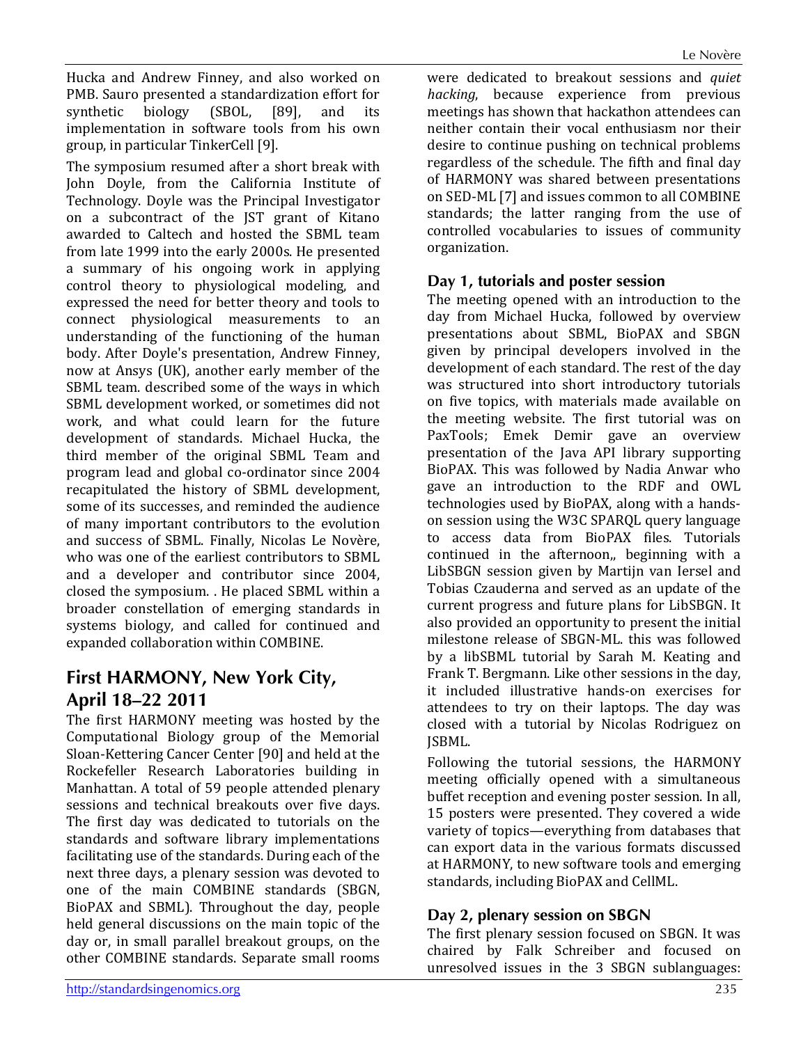Hucka and Andrew Finney, and also worked on PMB. Sauro presented a standardization effort for synthetic biology (SBOL, [89], and its implementation in software tools from his own group, in particular TinkerCell [9].

The symposium resumed after a short break with John Doyle, from the California Institute of Technology. Doyle was the Principal Investigator on a subcontract of the JST grant of Kitano awarded to Caltech and hosted the SBML team from late 1999 into the early 2000s. He presented a summary of his ongoing work in applying control theory to physiological modeling, and expressed the need for better theory and tools to connect physiological measurements to an understanding of the functioning of the human body. After Doyle's presentation, Andrew Finney, now at Ansys (UK), another early member of the SBML team. described some of the ways in which SBML development worked, or sometimes did not work, and what could learn for the future development of standards. Michael Hucka, the third member of the original SBML Team and program lead and global co-ordinator since 2004 recapitulated the history of SBML development, some of its successes, and reminded the audience of many important contributors to the evolution and success of SBML. Finally, Nicolas Le Novère, who was one of the earliest contributors to SBML and a developer and contributor since 2004, closed the symposium. . He placed SBML within a broader constellation of emerging standards in systems biology, and called for continued and expanded collaboration within COMBINE.

## First HARMONY, New York City, April 18–22 2011

The first HARMONY meeting was hosted by the Computational Biology group of the Memorial Sloan-Kettering Cancer Center [90] and held at the Rockefeller Research Laboratories building in Manhattan. A total of 59 people attended plenary sessions and technical breakouts over five days. The first day was dedicated to tutorials on the standards and software library implementations facilitating use of the standards. During each of the next three days, a plenary session was devoted to one of the main COMBINE standards (SBGN, BioPAX and SBML). Throughout the day, people held general discussions on the main topic of the day or, in small parallel breakout groups, on the other COMBINE standards. Separate small rooms were dedicated to breakout sessions and *quiet hacking*, because experience from previous meetings has shown that hackathon attendees can neither contain their vocal enthusiasm nor their desire to continue pushing on technical problems regardless of the schedule. The fifth and final day of HARMONY was shared between presentations on SED-ML [7] and issues common to all COMBINE standards; the latter ranging from the use of controlled vocabularies to issues of community organization.

### Day 1, tutorials and poster session

The meeting opened with an introduction to the day from Michael Hucka, followed by overview presentations about SBML, BioPAX and SBGN given by principal developers involved in the development of each standard. The rest of the day was structured into short introductory tutorials on five topics, with materials made available on the meeting website. The first tutorial was on PaxTools; Emek Demir gave an overview presentation of the Java API library supporting BioPAX. This was followed by Nadia Anwar who gave an introduction to the RDF and OWL technologies used by BioPAX, along with a hands-on session using the W3C SPARQL query language to access data from BioPAX files. Tutorials continued in the afternoon,, beginning with a LibSBGN session given by Martijn van Iersel and Tobias Czauderna and served as an update of the current progress and future plans for LibSBGN. It also provided an opportunity to present the initial milestone release of SBGN-ML. this was followed by a libSBML tutorial by Sarah M. Keating and Frank T. Bergmann. Like other sessions in the day, it included illustrative hands-on exercises for attendees to try on their laptops. The day was closed with a tutorial by Nicolas Rodriguez on JSBML.

Following the tutorial sessions, the HARMONY meeting officially opened with a simultaneous buffet reception and evening poster session. In all, 15 posters were presented. They covered a wide variety of topics—everything from databases that can export data in the various formats discussed at HARMONY, to new software tools and emerging standards, including BioPAX and CellML.

### Day 2, plenary session on SBGN

The first plenary session focused on SBGN. It was chaired by Falk Schreiber and focused on unresolved issues in the 3 SBGN sublanguages: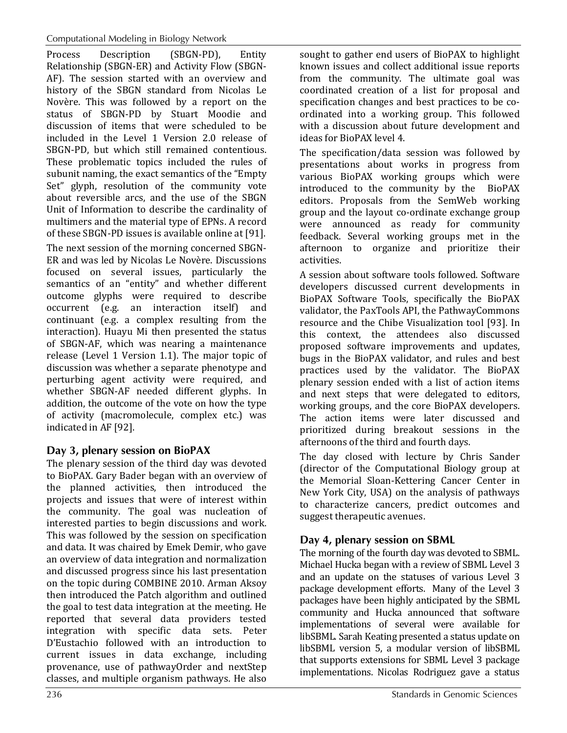Process Description (SBGN-PD), Entity Relationship (SBGN-ER) and Activity Flow (SBGN-AF). The session started with an overview and history of the SBGN standard from Nicolas Le Novère. This was followed by a report on the status of SBGN-PD by Stuart Moodie and discussion of items that were scheduled to be included in the Level 1 Version 2.0 release of SBGN-PD, but which still remained contentious. These problematic topics included the rules of subunit naming, the exact semantics of the "Empty Set" glyph, resolution of the community vote about reversible arcs, and the use of the SBGN Unit of Information to describe the cardinality of multimers and the material type of EPNs. A record of these SBGN-PD issues is available online at [91].

The next session of the morning concerned SBGN-ER and was led by Nicolas Le Novère. Discussions focused on several issues, particularly the semantics of an "entity" and whether different outcome glyphs were required to describe occurrent (e.g. an interaction itself) and continuant (e.g. a complex resulting from the interaction). Huayu Mi then presented the status of SBGN-AF, which was nearing a maintenance release (Level 1 Version 1.1). The major topic of discussion was whether a separate phenotype and perturbing agent activity were required, and whether SBGN-AF needed different glyphs. In addition, the outcome of the vote on how the type of activity (macromolecule, complex etc.) was indicated in AF [92].

## Day 3, plenary session on BioPAX

The plenary session of the third day was devoted to BioPAX. Gary Bader began with an overview of the planned activities, then introduced the projects and issues that were of interest within the community. The goal was nucleation of interested parties to begin discussions and work. This was followed by the session on specification and data. It was chaired by Emek Demir, who gave an overview of data integration and normalization and discussed progress since his last presentation on the topic during COMBINE 2010. Arman Aksoy then introduced the Patch algorithm and outlined the goal to test data integration at the meeting. He reported that several data providers tested integration with specific data sets. Peter D'Eustachio followed with an introduction to current issues in data exchange, including provenance, use of pathwayOrder and nextStep classes, and multiple organism pathways. He also sought to gather end users of BioPAX to highlight known issues and collect additional issue reports from the community. The ultimate goal was coordinated creation of a list for proposal and specification changes and best practices to be co-ordinated into a working group. This followed with a discussion about future development and ideas for BioPAX level 4.

The specification/data session was followed by presentations about works in progress from various BioPAX working groups which were introduced to the community by the BioPAX editors. Proposals from the SemWeb working group and the layout co-ordinate exchange group were announced as ready for community feedback. Several working groups met in the afternoon to organize and prioritize their activities.

A session about software tools followed. Software developers discussed current developments in BioPAX Software Tools, specifically the BioPAX validator, the PaxTools API, the PathwayCommons resource and the Chibe Visualization tool [93]. In this context, the attendees also discussed proposed software improvements and updates, bugs in the BioPAX validator, and rules and best practices used by the validator. The BioPAX plenary session ended with a list of action items and next steps that were delegated to editors, working groups, and the core BioPAX developers. The action items were later discussed and prioritized during breakout sessions in the afternoons of the third and fourth days.

The day closed with lecture by Chris Sander (director of the Computational Biology group at the Memorial Sloan-Kettering Cancer Center in New York City, USA) on the analysis of pathways to characterize cancers, predict outcomes and suggest therapeutic avenues.

## Day 4, plenary session on SBML

The morning of the fourth day was devoted to SBML. Michael Hucka began with a review of SBML Level 3 and an update on the statuses of various Level 3 package development efforts. Many of the Level 3 packages have been highly anticipated by the SBML community and Hucka announced that software implementations of several were available for libSBML. Sarah Keating presented a status update on libSBML version 5, a modular version of libSBML that supports extensions for SBML Level 3 package implementations. Nicolas Rodriguez gave a status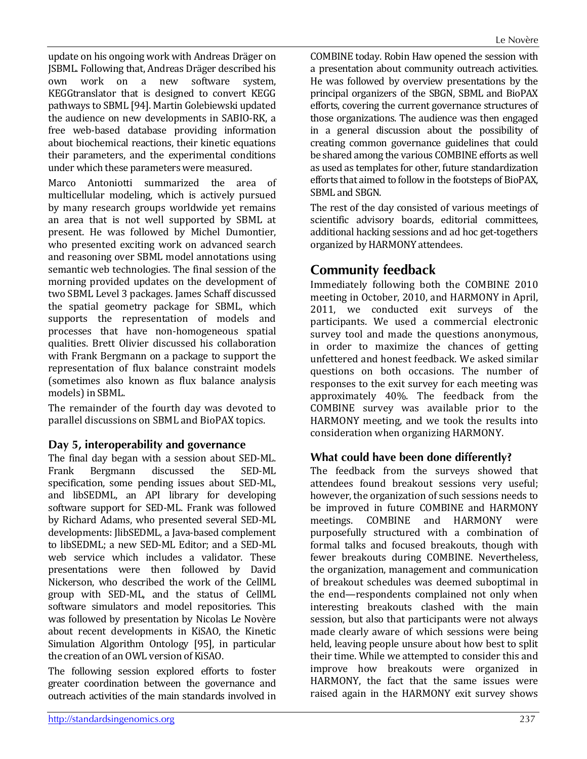update on his ongoing work with Andreas Dräger on JSBML. Following that, Andreas Dräger described his own work on a new software system, KEGGtranslator that is designed to convert KEGG pathways to SBML [94]. Martin Golebiewski updated the audience on new developments in SABIO-RK, a free web-based database providing information about biochemical reactions, their kinetic equations their parameters, and the experimental conditions under which these parameters were measured.

Marco Antoniotti summarized the area of multicellular modeling, which is actively pursued by many research groups worldwide yet remains an area that is not well supported by SBML at present. He was followed by Michel Dumontier, who presented exciting work on advanced search and reasoning over SBML model annotations using semantic web technologies. The final session of the morning provided updates on the development of two SBML Level 3 packages. James Schaff discussed the spatial geometry package for SBML, which supports the representation of models and processes that have non-homogeneous spatial qualities. Brett Olivier discussed his collaboration with Frank Bergmann on a package to support the representation of flux balance constraint models (sometimes also known as flux balance analysis models) in SBML.

The remainder of the fourth day was devoted to parallel discussions on SBML and BioPAX topics.

### Day 5, interoperability and governance

The final day began with a session about SED-ML. Frank Bergmann discussed the SED-ML specification, some pending issues about SED-ML, and libSEDML, an API library for developing software support for SED-ML. Frank was followed by Richard Adams, who presented several SED-ML developments: JlibSEDML, a Java-based complement to libSEDML; a new SED-ML Editor; and a SED-ML web service which includes a validator. These presentations were then followed by David Nickerson, who described the work of the CellML group with SED-ML, and the status of CellML software simulators and model repositories. This was followed by presentation by Nicolas Le Novère about recent developments in KiSAO, the Kinetic Simulation Algorithm Ontology [95], in particular the creation of an OWL version of KiSAO.

The following session explored efforts to foster greater coordination between the governance and outreach activities of the main standards involved in COMBINE today. Robin Haw opened the session with a presentation about community outreach activities. He was followed by overview presentations by the principal organizers of the SBGN, SBML and BioPAX efforts, covering the current governance structures of those organizations. The audience was then engaged in a general discussion about the possibility of creating common governance guidelines that could be shared among the various COMBINE efforts as well as used as templates for other, future standardization efforts that aimed to follow in the footsteps of BioPAX, SBML and SBGN.

The rest of the day consisted of various meetings of scientific advisory boards, editorial committees, additional hacking sessions and ad hoc get-togethers organized by HARMONY attendees.

## Community feedback

Immediately following both the COMBINE 2010 meeting in October, 2010, and HARMONY in April, 2011, we conducted exit surveys of the participants. We used a commercial electronic survey tool and made the questions anonymous, in order to maximize the chances of getting unfettered and honest feedback. We asked similar questions on both occasions. The number of responses to the exit survey for each meeting was approximately 40%. The feedback from the COMBINE survey was available prior to the HARMONY meeting, and we took the results into consideration when organizing HARMONY.

### What could have been done differently?

The feedback from the surveys showed that attendees found breakout sessions very useful; however, the organization of such sessions needs to be improved in future COMBINE and HARMONY meetings. COMBINE and HARMONY were purposefully structured with a combination of formal talks and focused breakouts, though with fewer breakouts during COMBINE. Nevertheless, the organization, management and communication of breakout schedules was deemed suboptimal in the end—respondents complained not only when interesting breakouts clashed with the main session, but also that participants were not always made clearly aware of which sessions were being held, leaving people unsure about how best to split their time. While we attempted to consider this and improve how breakouts were organized in HARMONY, the fact that the same issues were raised again in the HARMONY exit survey shows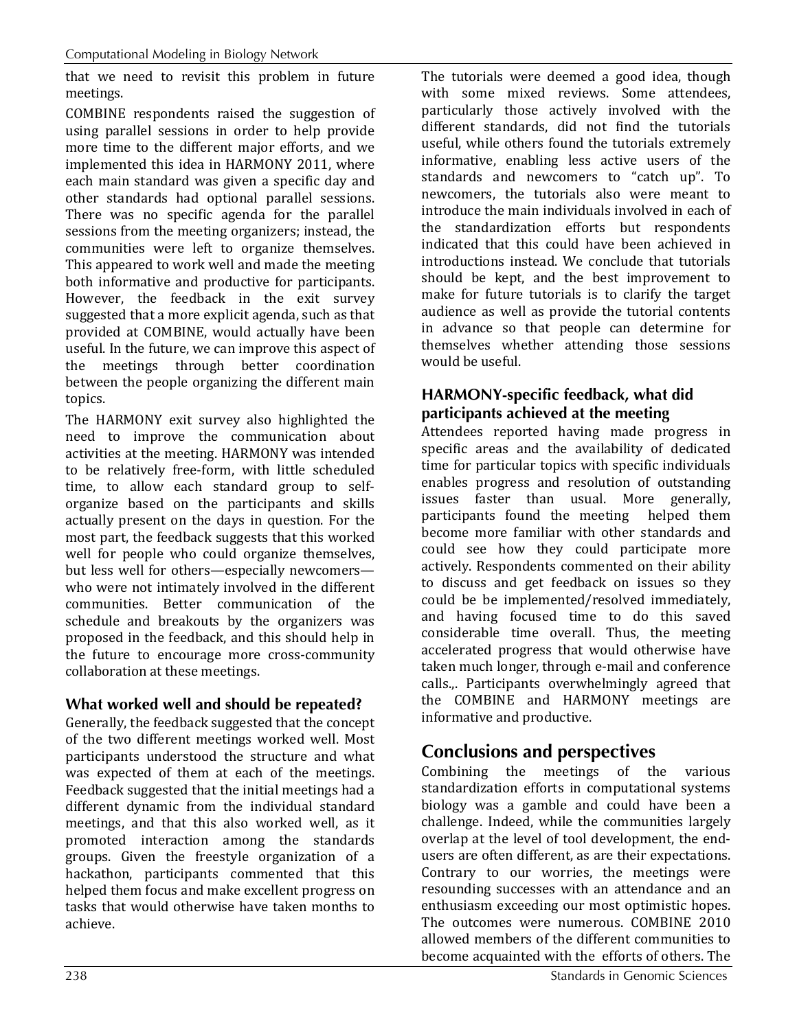that we need to revisit this problem in future meetings.

COMBINE respondents raised the suggestion of using parallel sessions in order to help provide more time to the different major efforts, and we implemented this idea in HARMONY 2011, where each main standard was given a specific day and other standards had optional parallel sessions. There was no specific agenda for the parallel sessions from the meeting organizers; instead, the communities were left to organize themselves. This appeared to work well and made the meeting both informative and productive for participants. However, the feedback in the exit survey suggested that a more explicit agenda, such as that provided at COMBINE, would actually have been useful. In the future, we can improve this aspect of the meetings through better coordination between the people organizing the different main topics.

The HARMONY exit survey also highlighted the need to improve the communication about activities at the meeting. HARMONY was intended to be relatively free-form, with little scheduled time, to allow each standard group to self-organize based on the participants and skills actually present on the days in question. For the most part, the feedback suggests that this worked well for people who could organize themselves, but less well for others—especially newcomers—who were not intimately involved in the different communities. Better communication of the schedule and breakouts by the organizers was proposed in the feedback, and this should help in the future to encourage more cross-community collaboration at these meetings.

### What worked well and should be repeated?

Generally, the feedback suggested that the concept of the two different meetings worked well. Most participants understood the structure and what was expected of them at each of the meetings. Feedback suggested that the initial meetings had a different dynamic from the individual standard meetings, and that this also worked well, as it promoted interaction among the standards groups. Given the freestyle organization of a hackathon, participants commented that this helped them focus and make excellent progress on tasks that would otherwise have taken months to achieve.

The tutorials were deemed a good idea, though with some mixed reviews. Some attendees, particularly those actively involved with the different standards, did not find the tutorials useful, while others found the tutorials extremely informative, enabling less active users of the standards and newcomers to "catch up". To newcomers, the tutorials also were meant to introduce the main individuals involved in each of the standardization efforts but respondents indicated that this could have been achieved in introductions instead. We conclude that tutorials should be kept, and the best improvement to make for future tutorials is to clarify the target audience as well as provide the tutorial contents in advance so that people can determine for themselves whether attending those sessions would be useful.

### HARMONY-specific feedback, what did participants achieved at the meeting

Attendees reported having made progress in specific areas and the availability of dedicated time for particular topics with specific individuals enables progress and resolution of outstanding issues faster than usual. More generally, participants found the meeting helped them become more familiar with other standards and could see how they could participate more actively. Respondents commented on their ability to discuss and get feedback on issues so they could be be implemented/resolved immediately, and having focused time to do this saved considerable time overall. Thus, the meeting accelerated progress that would otherwise have taken much longer, through e-mail and conference calls.,. Participants overwhelmingly agreed that the COMBINE and HARMONY meetings are informative and productive.

## Conclusions and perspectives

Combining the meetings of the various standardization efforts in computational systems biology was a gamble and could have been a challenge. Indeed, while the communities largely overlap at the level of tool development, the end-users are often different, as are their expectations. Contrary to our worries, the meetings were resounding successes with an attendance and an enthusiasm exceeding our most optimistic hopes. The outcomes were numerous. COMBINE 2010 allowed members of the different communities to become acquainted with the efforts of others. The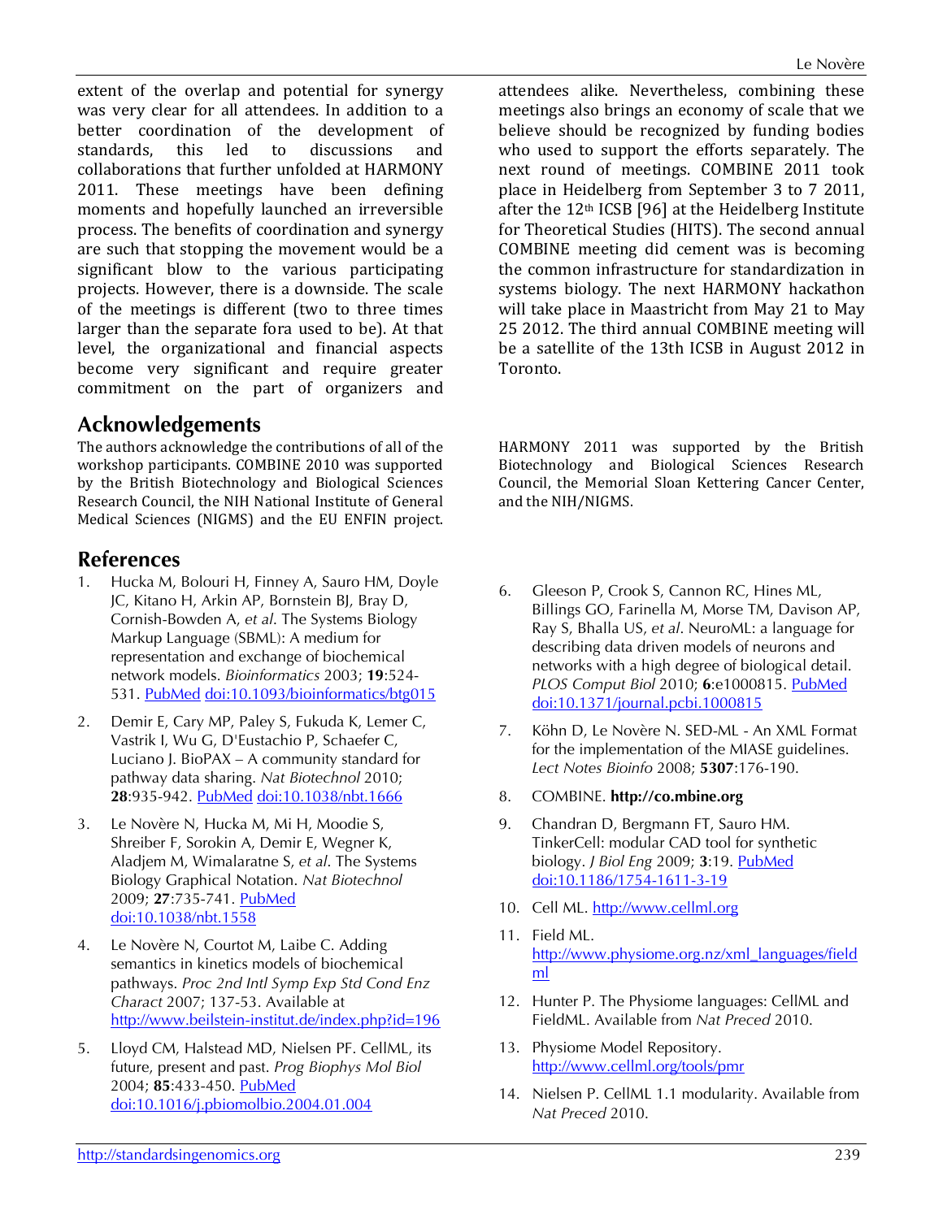extent of the overlap and potential for synergy was very clear for all attendees. In addition to a better coordination of the development of standards, this led to discussions and collaborations that further unfolded at HARMONY 2011. These meetings have been defining moments and hopefully launched an irreversible process. The benefits of coordination and synergy are such that stopping the movement would be a significant blow to the various participating projects. However, there is a downside. The scale of the meetings is different (two to three times larger than the separate fora used to be). At that level, the organizational and financial aspects become very significant and require greater commitment on the part of organizers and attendees alike. Nevertheless, combining these meetings also brings an economy of scale that we believe should be recognized by funding bodies who used to support the efforts separately. The next round of meetings. COMBINE 2011 took place in Heidelberg from September 3 to 7 2011, after the 12th ICSB [96] at the Heidelberg Institute for Theoretical Studies (HITS). The second annual COMBINE meeting did cement was is becoming the common infrastructure for standardization in systems biology. The next HARMONY hackathon will take place in Maastricht from May 21 to May 25 2012. The third annual COMBINE meeting will be a satellite of the 13th ICSB in August 2012 in Toronto.

## Acknowledgements

The authors acknowledge the contributions of all of the workshop participants. COMBINE 2010 was supported by the British Biotechnology and Biological Sciences Research Council, the NIH National Institute of General Medical Sciences (NIGMS) and the EU ENFIN project.

HARMONY 2011 was supported by the British Biotechnology and Biological Sciences Research Council, the Memorial Sloan Kettering Cancer Center, and the NIH/NIGMS.

## References

1. Hucka M, Bolouri H, Finney A, Sauro HM, Doyle JC, Kitano H, Arkin AP, Bornstein BJ, Bray D, Cornish-Bowden A, *et al*. The Systems Biology Markup Language (SBML): A medium for representation and exchange of biochemical network models. *Bioinformatics* 2003; **19**:524-531. PubMed doi:10.1093/bioinformatics/btg015
2. Demir E, Cary MP, Paley S, Fukuda K, Lemer C, Vastrik I, Wu G, D'Eustachio P, Schaefer C, Luciano J. BioPAX – A community standard for pathway data sharing. *Nat Biotechnol* 2010; **28**:935-942. PubMed doi:10.1038/nbt.1666
3. Le Novère N, Hucka M, Mi H, Moodie S, Shreiber F, Sorokin A, Demir E, Wegner K, Aladjem M, Wimalaratne S, *et al*. The Systems Biology Graphical Notation. *Nat Biotechnol* 2009; **27**:735-741. PubMed doi:10.1038/nbt.1558
4. Le Novère N, Courtot M, Laibe C. Adding semantics in kinetics models of biochemical pathways. *Proc 2nd Intl Symp Exp Std Cond Enz Charact* 2007; 137-53. Available at http://www.beilstein-institut.de/index.php?id=196
5. Lloyd CM, Halstead MD, Nielsen PF. CellML, its future, present and past. *Prog Biophys Mol Biol* 2004; **85**:433-450. PubMed doi:10.1016/j.pbiomolbio.2004.01.004
6. Gleeson P, Crook S, Cannon RC, Hines ML, Billings GO, Farinella M, Morse TM, Davison AP, Ray S, Bhalla US, *et al*. NeuroML: a language for describing data driven models of neurons and networks with a high degree of biological detail. *PLOS Comput Biol* 2010; **6**:e1000815. PubMed doi:10.1371/journal.pcbi.1000815
7. Köhn D, Le Novère N. SED-ML - An XML Format for the implementation of the MIASE guidelines. *Lect Notes Bioinfo* 2008; **5307**:176-190.
8. COMBINE. **http://co.mbine.org**
9. Chandran D, Bergmann FT, Sauro HM. TinkerCell: modular CAD tool for synthetic biology. *J Biol Eng* 2009; **3**:19. PubMed doi:10.1186/1754-1611-3-19
10. Cell ML. http://www.cellml.org
11. Field ML. http://www.physiome.org.nz/xml_languages/fieldml
12. Hunter P. The Physiome languages: CellML and FieldML. Available from *Nat Preced* 2010.
13. Physiome Model Repository. http://www.cellml.org/tools/pmr
14. Nielsen P. CellML 1.1 modularity. Available from *Nat Preced* 2010.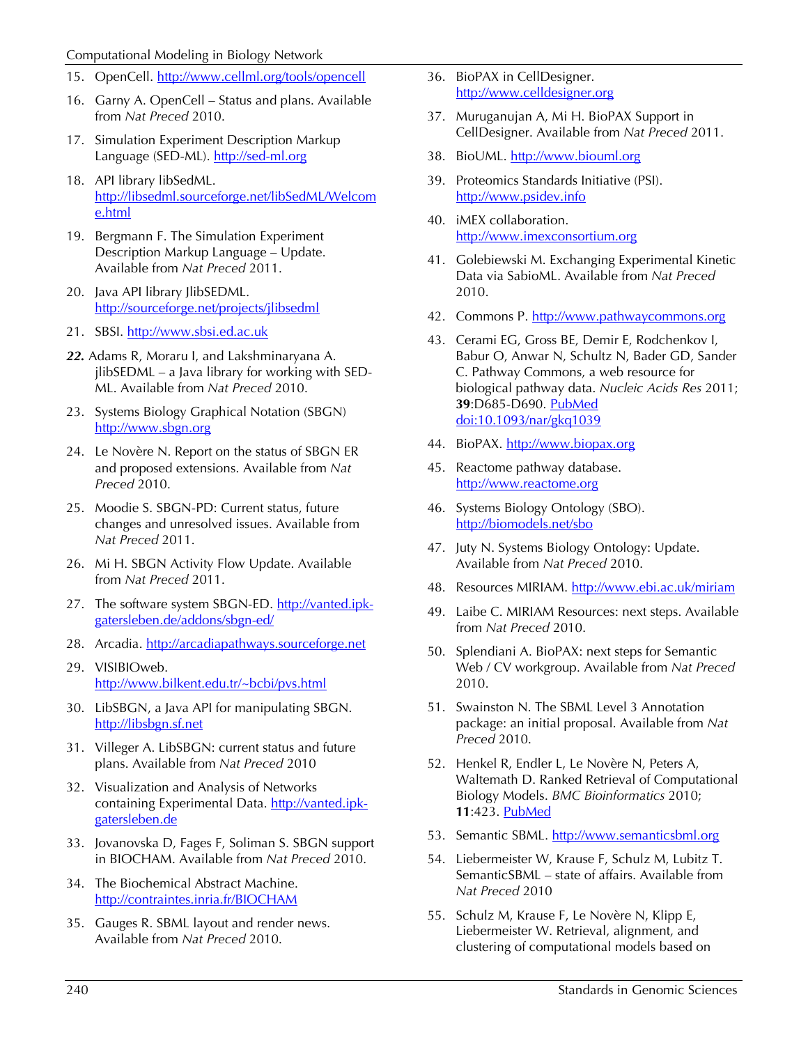15. OpenCell. http://www.cellml.org/tools/opencell
16. Garny A. OpenCell – Status and plans. Available from *Nat Preced* 2010.
17. Simulation Experiment Description Markup Language (SED-ML). http://sed-ml.org
18. API library libSedML. http://libsedml.sourceforge.net/libSedML/Welcome.html
19. Bergmann F. The Simulation Experiment Description Markup Language – Update. Available from *Nat Preced* 2011.
20. Java API library JlibSEDML. http://sourceforge.net/projects/jlibsedml
21. SBSI. http://www.sbsi.ed.ac.uk
22. Adams R, Moraru I, and Lakshminaryana A. jlibSEDML – a Java library for working with SED-ML. Available from *Nat Preced* 2010.
23. Systems Biology Graphical Notation (SBGN) http://www.sbgn.org
24. Le Novère N. Report on the status of SBGN ER and proposed extensions. Available from *Nat Preced* 2010.
25. Moodie S. SBGN-PD: Current status, future changes and unresolved issues. Available from *Nat Preced* 2011.
26. Mi H. SBGN Activity Flow Update. Available from *Nat Preced* 2011.
27. The software system SBGN-ED. http://vanted.ipk-gatersleben.de/addons/sbgn-ed/
28. Arcadia. http://arcadiapathways.sourceforge.net
29. VISIBIOweb. http://www.bilkent.edu.tr/~bcbi/pvs.html
30. LibSBGN, a Java API for manipulating SBGN. http://libsbgn.sf.net
31. Villeger A. LibSBGN: current status and future plans. Available from *Nat Preced* 2010
32. Visualization and Analysis of Networks containing Experimental Data. http://vanted.ipk-gatersleben.de
33. Jovanovska D, Fages F, Soliman S. SBGN support in BIOCHAM. Available from *Nat Preced* 2010.
34. The Biochemical Abstract Machine. http://contraintes.inria.fr/BIOCHAM
35. Gauges R. SBML layout and render news. Available from *Nat Preced* 2010.
36. BioPAX in CellDesigner. http://www.celldesigner.org
37. Muruganujan A, Mi H. BioPAX Support in CellDesigner. Available from *Nat Preced* 2011.
38. BioUML. http://www.biouml.org
39. Proteomics Standards Initiative (PSI). http://www.psidev.info
40. iMEX collaboration. http://www.imexconsortium.org
41. Golebiewski M. Exchanging Experimental Kinetic Data via SabioML. Available from *Nat Preced* 2010.
42. Commons P. http://www.pathwaycommons.org
43. Cerami EG, Gross BE, Demir E, Rodchenkov I, Babur O, Anwar N, Schultz N, Bader GD, Sander C. Pathway Commons, a web resource for biological pathway data. *Nucleic Acids Res* 2011; **39**:D685-D690. PubMed doi:10.1093/nar/gkq1039
44. BioPAX. http://www.biopax.org
45. Reactome pathway database. http://www.reactome.org
46. Systems Biology Ontology (SBO). http://biomodels.net/sbo
47. Juty N. Systems Biology Ontology: Update. Available from *Nat Preced* 2010.
48. Resources MIRIAM. http://www.ebi.ac.uk/miriam
49. Laibe C. MIRIAM Resources: next steps. Available from *Nat Preced* 2010.
50. Splendiani A. BioPAX: next steps for Semantic Web / CV workgroup. Available from *Nat Preced* 2010.
51. Swainston N. The SBML Level 3 Annotation package: an initial proposal. Available from *Nat Preced* 2010.
52. Henkel R, Endler L, Le Novère N, Peters A, Waltemath D. Ranked Retrieval of Computational Biology Models. *BMC Bioinformatics* 2010; **11**:423. PubMed
53. Semantic SBML. http://www.semanticsbml.org
54. Liebermeister W, Krause F, Schulz M, Lubitz T. SemanticSBML – state of affairs. Available from *Nat Preced* 2010
55. Schulz M, Krause F, Le Novère N, Klipp E, Liebermeister W. Retrieval, alignment, and clustering of computational models based on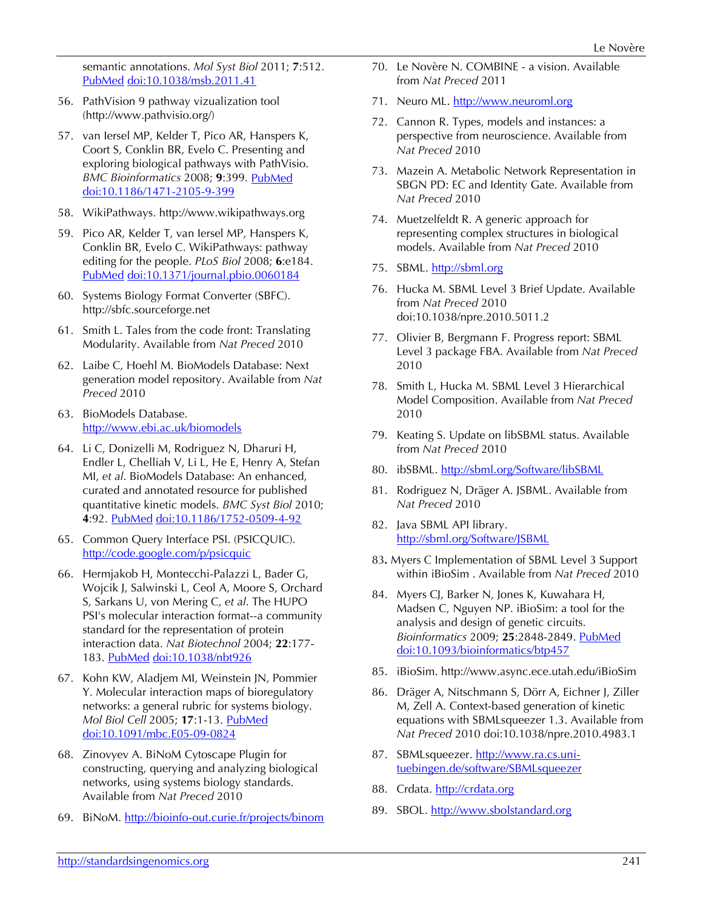semantic annotations. *Mol Syst Biol* 2011; **7**:512. PubMed doi:10.1038/msb.2011.41

56. PathVision 9 pathway vizualization tool (http://www.pathvisio.org/)

57. van Iersel MP, Kelder T, Pico AR, Hanspers K, Coort S, Conklin BR, Evelo C. Presenting and exploring biological pathways with PathVisio. *BMC Bioinformatics* 2008; **9**:399. PubMed doi:10.1186/1471-2105-9-399

58. WikiPathways. http://www.wikipathways.org

59. Pico AR, Kelder T, van Iersel MP, Hanspers K, Conklin BR, Evelo C. WikiPathways: pathway editing for the people. *PLoS Biol* 2008; **6**:e184. PubMed doi:10.1371/journal.pbio.0060184

60. Systems Biology Format Converter (SBFC). http://sbfc.sourceforge.net

61. Smith L. Tales from the code front: Translating Modularity. Available from *Nat Preced* 2010

62. Laibe C, Hoehl M. BioModels Database: Next generation model repository. Available from *Nat Preced* 2010

63. BioModels Database. http://www.ebi.ac.uk/biomodels

64. Li C, Donizelli M, Rodriguez N, Dharuri H, Endler L, Chelliah V, Li L, He E, Henry A, Stefan MI, *et al*. BioModels Database: An enhanced, curated and annotated resource for published quantitative kinetic models. *BMC Syst Biol* 2010; **4**:92. PubMed doi:10.1186/1752-0509-4-92

65. Common Query Interface PSI. (PSICQUIC). http://code.google.com/p/psicquic

66. Hermjakob H, Montecchi-Palazzi L, Bader G, Wojcik J, Salwinski L, Ceol A, Moore S, Orchard S, Sarkans U, von Mering C, *et al*. The HUPO PSI's molecular interaction format--a community standard for the representation of protein interaction data. *Nat Biotechnol* 2004; **22**:177-183. PubMed doi:10.1038/nbt926

67. Kohn KW, Aladjem MI, Weinstein JN, Pommier Y. Molecular interaction maps of bioregulatory networks: a general rubric for systems biology. *Mol Biol Cell* 2005; **17**:1-13. PubMed doi:10.1091/mbc.E05-09-0824

68. Zinovyev A. BiNoM Cytoscape Plugin for constructing, querying and analyzing biological networks, using systems biology standards. Available from *Nat Preced* 2010

69. BiNoM. http://bioinfo-out.curie.fr/projects/binom

70. Le Novère N. COMBINE - a vision. Available from *Nat Preced* 2011

71. Neuro ML. http://www.neuroml.org

72. Cannon R. Types, models and instances: a perspective from neuroscience. Available from *Nat Preced* 2010

73. Mazein A. Metabolic Network Representation in SBGN PD: EC and Identity Gate. Available from *Nat Preced* 2010

74. Muetzelfeldt R. A generic approach for representing complex structures in biological models. Available from *Nat Preced* 2010

75. SBML. http://sbml.org

76. Hucka M. SBML Level 3 Brief Update. Available from *Nat Preced* 2010 doi:10.1038/npre.2010.5011.2

77. Olivier B, Bergmann F. Progress report: SBML Level 3 package FBA. Available from *Nat Preced* 2010

78. Smith L, Hucka M. SBML Level 3 Hierarchical Model Composition. Available from *Nat Preced* 2010

79. Keating S. Update on libSBML status. Available from *Nat Preced* 2010

80. ibSBML. http://sbml.org/Software/libSBML

81. Rodriguez N, Dräger A. JSBML. Available from *Nat Preced* 2010

82. Java SBML API library. http://sbml.org/Software/JSBML

83. Myers C Implementation of SBML Level 3 Support within iBioSim . Available from *Nat Preced* 2010

84. Myers CJ, Barker N, Jones K, Kuwahara H, Madsen C, Nguyen NP. iBioSim: a tool for the analysis and design of genetic circuits. *Bioinformatics* 2009; **25**:2848-2849. PubMed doi:10.1093/bioinformatics/btp457

85. iBioSim. http://www.async.ece.utah.edu/iBioSim

86. Dräger A, Nitschmann S, Dörr A, Eichner J, Ziller M, Zell A. Context-based generation of kinetic equations with SBMLsqueezer 1.3. Available from *Nat Preced* 2010 doi:10.1038/npre.2010.4983.1

87. SBMLsqueezer. http://www.ra.cs.uni-tuebingen.de/software/SBMLsqueezer

88. Crdata. http://crdata.org

89. SBOL. http://www.sbolstandard.org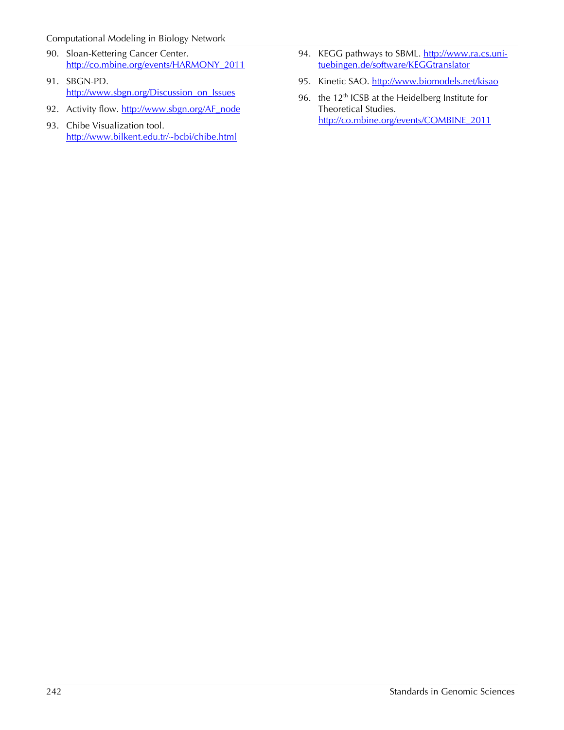90. Sloan-Kettering Cancer Center. http://co.mbine.org/events/HARMONY_2011

91. SBGN-PD. http://www.sbgn.org/Discussion_on_Issues

92. Activity flow. http://www.sbgn.org/AF_node

93. Chibe Visualization tool. http://www.bilkent.edu.tr/~bcbi/chibe.html

94. KEGG pathways to SBML. http://www.ra.cs.uni-tuebingen.de/software/KEGGtranslator

95. Kinetic SAO. http://www.biomodels.net/kisao

96. the 12th ICSB at the Heidelberg Institute for Theoretical Studies. http://co.mbine.org/events/COMBINE_2011